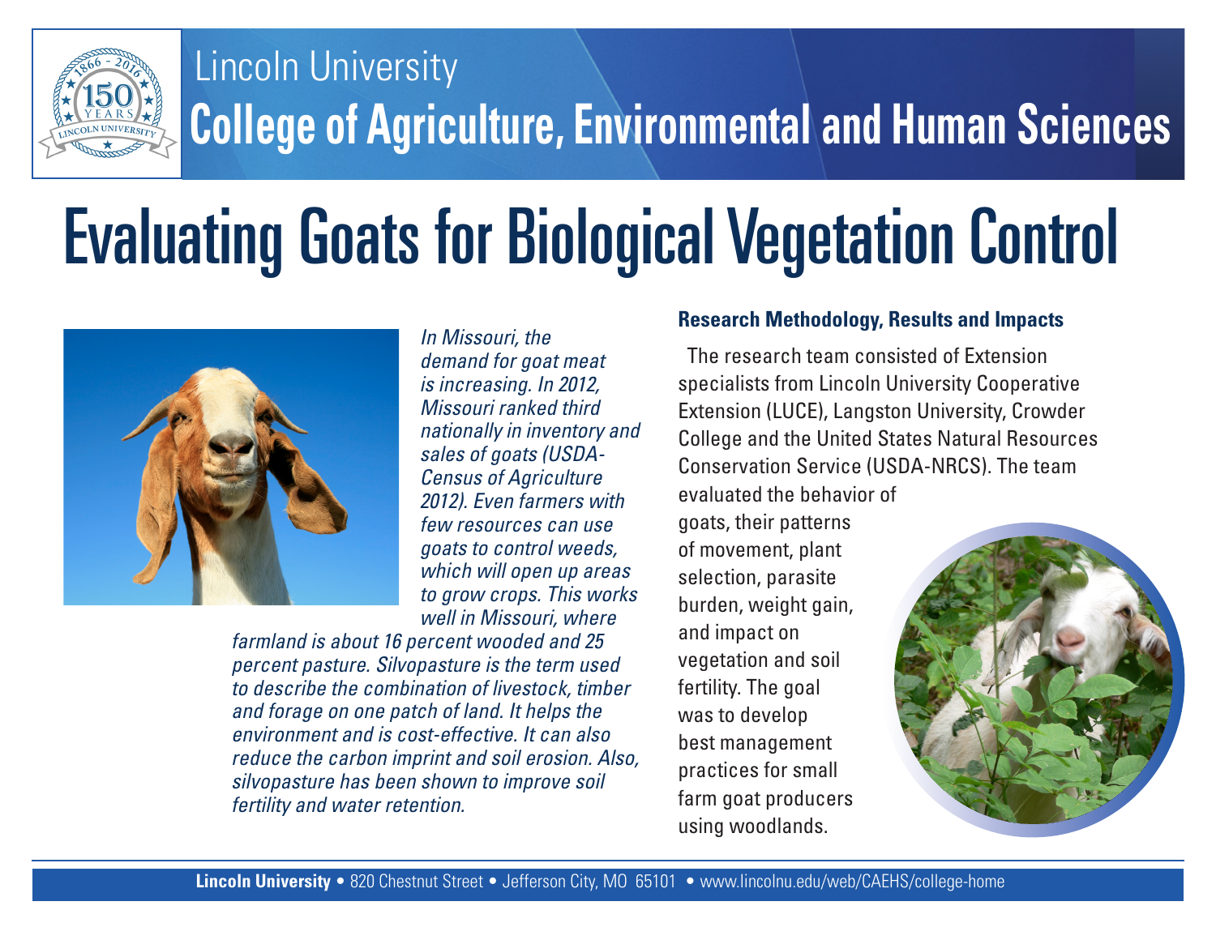Lincoln University

College of Agriculture, Environmental and Human Sciences

# Evaluating Goats for Biological Vegetation Control

*In Missouri, the demand for goat meat is increasing. In 2012, Missouri ranked third nationally in inventory and sales of goats (USDA-Census of Agriculture 2012). Even farmers with few resources can use goats to control weeds, which will open up areas to grow crops. This works well in Missouri, where farmland is about 16 percent wooded and 25 percent pasture. Silvopasture is the term used to describe the combination of livestock, timber and forage on one patch of land. It helps the environment and is cost-effective. It can also reduce the carbon imprint and soil erosion. Also, silvopasture has been shown to improve soil fertility and water retention.*

## Research Methodology, Results and Impacts

The research team consisted of Extension specialists from Lincoln University Cooperative Extension (LUCE), Langston University, Crowder College and the United States Natural Resources Conservation Service (USDA-NRCS). The team evaluated the behavior of goats, their patterns of movement, plant selection, parasite burden, weight gain, and impact on vegetation and soil fertility. The goal was to develop best management practices for small farm goat producers using woodlands.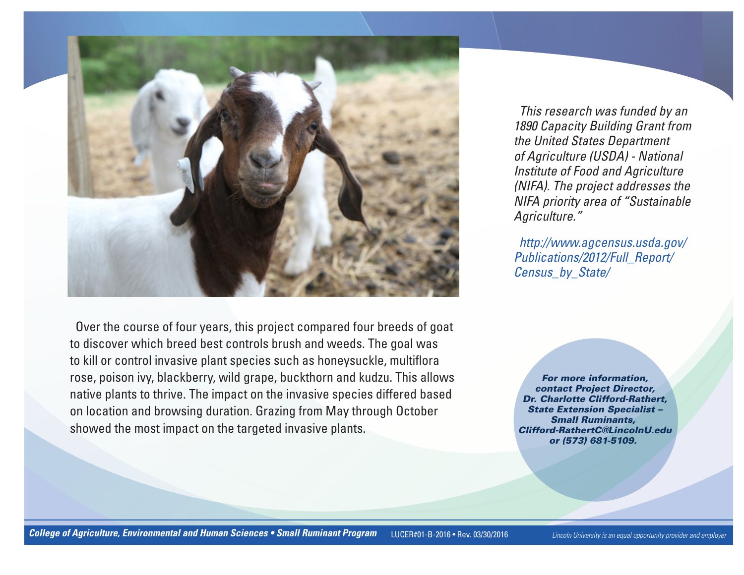*This research was funded by an 1890 Capacity Building Grant from the United States Department of Agriculture (USDA) - National Institute of Food and Agriculture (NIFA). The project addresses the NIFA priority area of "Sustainable Agriculture."*

*http://www.agcensus.usda.gov/Publications/2012/Full_Report/Census_by_State/*

Over the course of four years, this project compared four breeds of goat to discover which breed best controls brush and weeds. The goal was to kill or control invasive plant species such as honeysuckle, multiflora rose, poison ivy, blackberry, wild grape, buckthorn and kudzu. This allows native plants to thrive. The impact on the invasive species differed based on location and browsing duration. Grazing from May through October showed the most impact on the targeted invasive plants.

***For more information, contact Project Director, Dr. Charlotte Clifford-Rathert, State Extension Specialist – Small Ruminants, Clifford-RathertC@LincolnU.edu or (573) 681-5109.***

***College of Agriculture, Environmental and Human Sciences • Small Ruminant Program*** LUCER#01-B-2016 • Rev. 03/30/2016 *Lincoln University is an equal opportunity provider and employer*